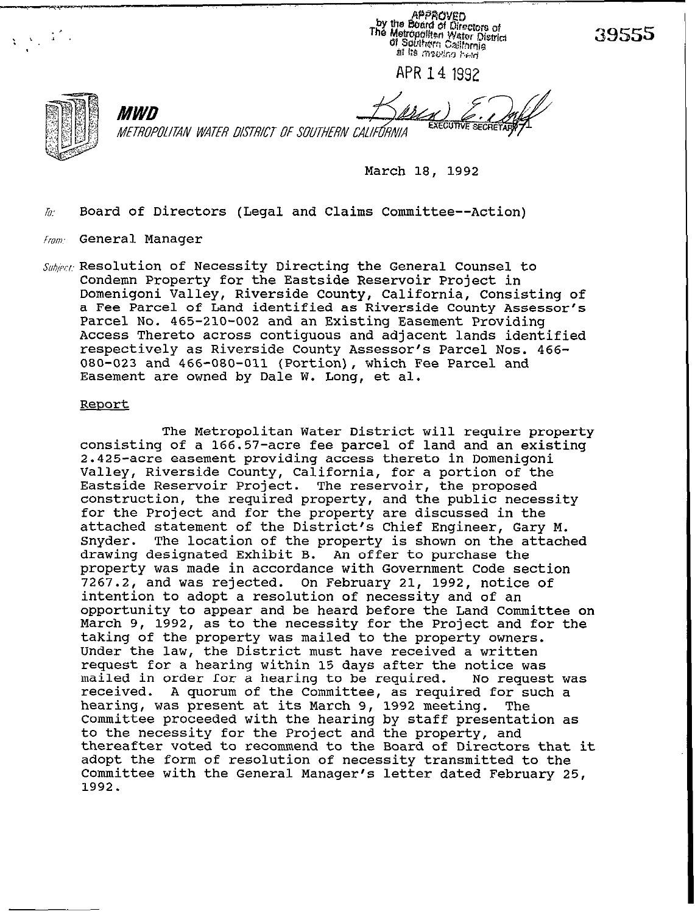APPROVED
by the Board of Directors of
The Metropolitan Water District
of Southern California
at its meeting held

APR 14 1992

EXECUTIVE SECRETARY

39555

**MWD**

*METROPOLITAN WATER DISTRICT OF SOUTHERN CALIFORNIA*

March 18, 1992

*To:* Board of Directors (Legal and Claims Committee--Action)

*From:* General Manager

*Subject:* Resolution of Necessity Directing the General Counsel to Condemn Property for the Eastside Reservoir Project in Domenigoni Valley, Riverside County, California, Consisting of a Fee Parcel of Land identified as Riverside County Assessor's Parcel No. 465-210-002 and an Existing Easement Providing Access Thereto across contiguous and adjacent lands identified respectively as Riverside County Assessor's Parcel Nos. 466-080-023 and 466-080-011 (Portion), which Fee Parcel and Easement are owned by Dale W. Long, et al.

Report

The Metropolitan Water District will require property consisting of a 166.57-acre fee parcel of land and an existing 2.425-acre easement providing access thereto in Domenigoni Valley, Riverside County, California, for a portion of the Eastside Reservoir Project. The reservoir, the proposed construction, the required property, and the public necessity for the Project and for the property are discussed in the attached statement of the District's Chief Engineer, Gary M. Snyder. The location of the property is shown on the attached drawing designated Exhibit B. An offer to purchase the property was made in accordance with Government Code section 7267.2, and was rejected. On February 21, 1992, notice of intention to adopt a resolution of necessity and of an opportunity to appear and be heard before the Land Committee on March 9, 1992, as to the necessity for the Project and for the taking of the property was mailed to the property owners. Under the law, the District must have received a written request for a hearing within 15 days after the notice was mailed in order for a hearing to be required. No request was received. A quorum of the Committee, as required for such a hearing, was present at its March 9, 1992 meeting. The Committee proceeded with the hearing by staff presentation as to the necessity for the Project and the property, and thereafter voted to recommend to the Board of Directors that it adopt the form of resolution of necessity transmitted to the Committee with the General Manager's letter dated February 25, 1992.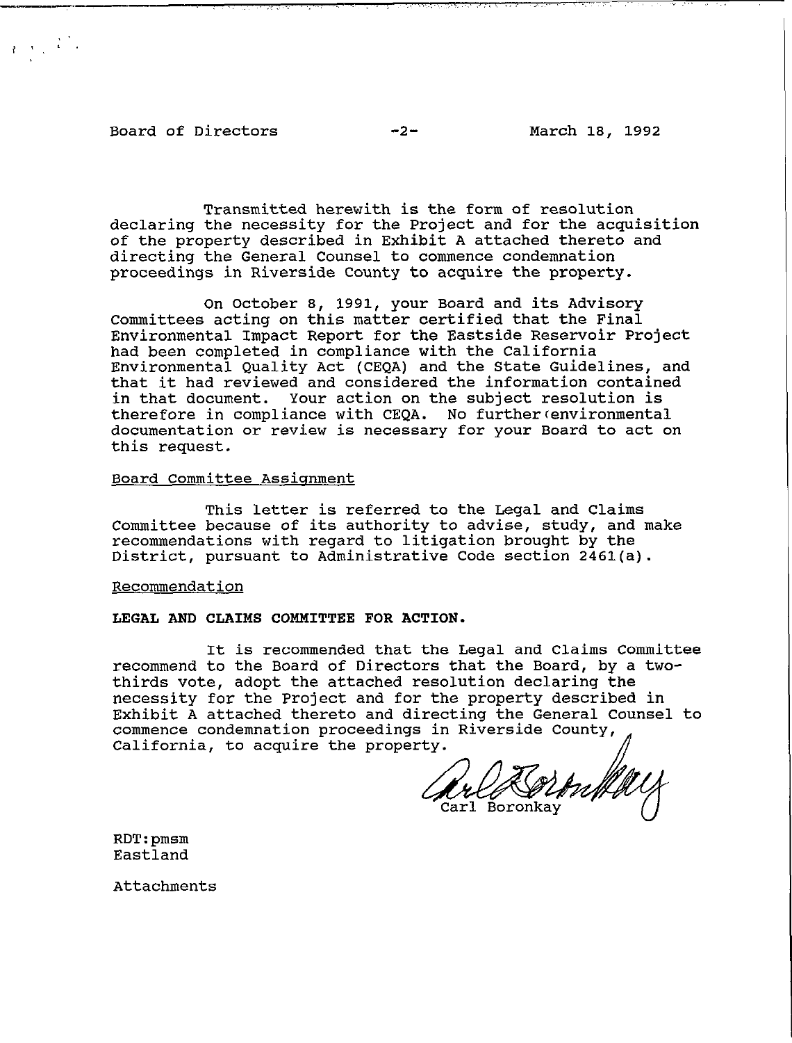Transmitted herewith is the form of resolution declaring the necessity for the Project and for the acquisition of the property described in Exhibit A attached thereto and directing the General Counsel to commence condemnation proceedings in Riverside County to acquire the property.

On October 8, 1991, your Board and its Advisory Committees acting on this matter certified that the Final Environmental Impact Report for the Eastside Reservoir Project had been completed in compliance with the California Environmental Quality Act (CEQA) and the State Guidelines, and that it had reviewed and considered the information contained in that document. Your action on the subject resolution is therefore in compliance with CEQA. No further environmental documentation or review is necessary for your Board to act on this request.

Board Committee Assignment

This letter is referred to the Legal and Claims Committee because of its authority to advise, study, and make recommendations with regard to litigation brought by the District, pursuant to Administrative Code section 2461(a).

Recommendation

**LEGAL AND CLAIMS COMMITTEE FOR ACTION.**

It is recommended that the Legal and Claims Committee recommend to the Board of Directors that the Board, by a two-thirds vote, adopt the attached resolution declaring the necessity for the Project and for the property described in Exhibit A attached thereto and directing the General Counsel to commence condemnation proceedings in Riverside County, California, to acquire the property.

Carl Boronkay

RDT:pmsm
Eastland

Attachments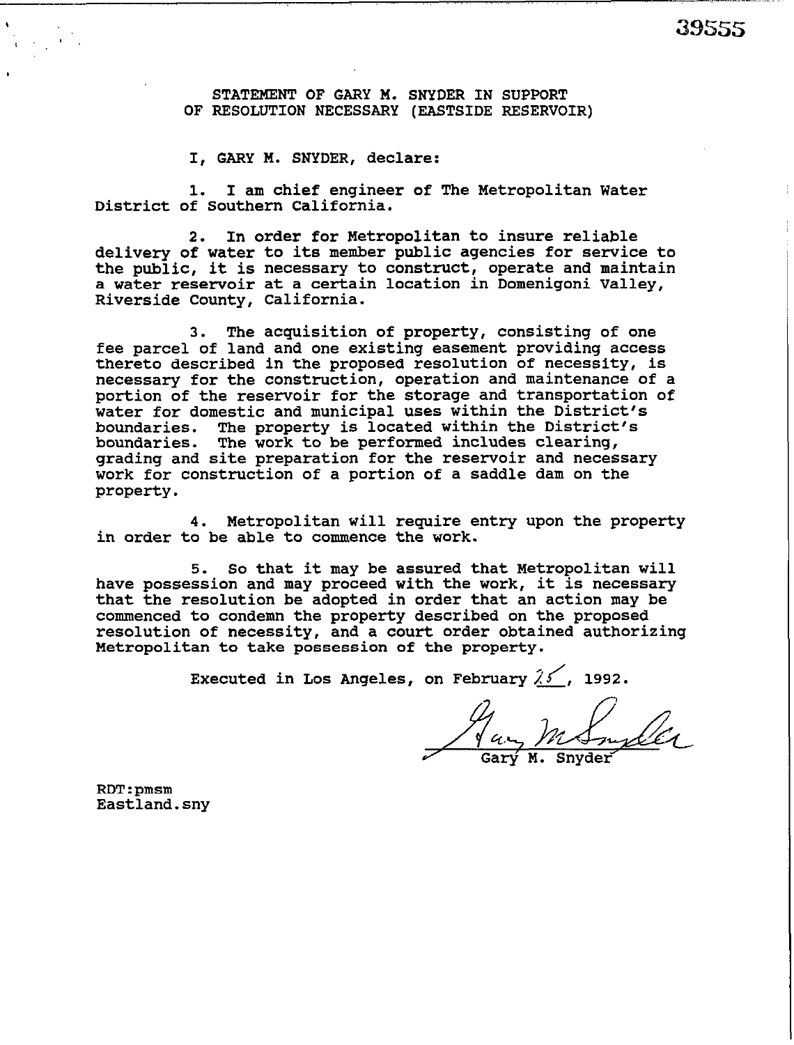39555

STATEMENT OF GARY M. SNYDER IN SUPPORT OF RESOLUTION NECESSARY (EASTSIDE RESERVOIR)

I, GARY M. SNYDER, declare:

1. I am chief engineer of The Metropolitan Water District of Southern California.

2. In order for Metropolitan to insure reliable delivery of water to its member public agencies for service to the public, it is necessary to construct, operate and maintain a water reservoir at a certain location in Domenigoni Valley, Riverside County, California.

3. The acquisition of property, consisting of one fee parcel of land and one existing easement providing access thereto described in the proposed resolution of necessity, is necessary for the construction, operation and maintenance of a portion of the reservoir for the storage and transportation of water for domestic and municipal uses within the District's boundaries. The property is located within the District's boundaries. The work to be performed includes clearing, grading and site preparation for the reservoir and necessary work for construction of a portion of a saddle dam on the property.

4. Metropolitan will require entry upon the property in order to be able to commence the work.

5. So that it may be assured that Metropolitan will have possession and may proceed with the work, it is necessary that the resolution be adopted in order that an action may be commenced to condemn the property described on the proposed resolution of necessity, and a court order obtained authorizing Metropolitan to take possession of the property.

Executed in Los Angeles, on February 25, 1992.

Gary M. Snyder

RDT:pmsm
Eastland.sny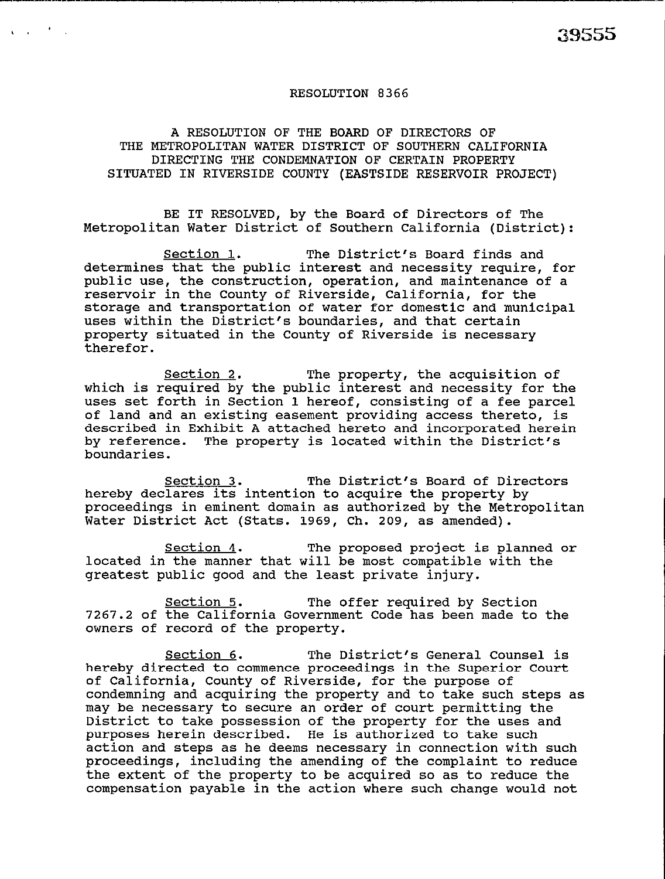RESOLUTION 8366

A RESOLUTION OF THE BOARD OF DIRECTORS OF THE METROPOLITAN WATER DISTRICT OF SOUTHERN CALIFORNIA DIRECTING THE CONDEMNATION OF CERTAIN PROPERTY SITUATED IN RIVERSIDE COUNTY (EASTSIDE RESERVOIR PROJECT)

BE IT RESOLVED, by the Board of Directors of The Metropolitan Water District of Southern California (District):

Section 1. The District's Board finds and determines that the public interest and necessity require, for public use, the construction, operation, and maintenance of a reservoir in the County of Riverside, California, for the storage and transportation of water for domestic and municipal uses within the District's boundaries, and that certain property situated in the County of Riverside is necessary therefor.

Section 2. The property, the acquisition of which is required by the public interest and necessity for the uses set forth in Section 1 hereof, consisting of a fee parcel of land and an existing easement providing access thereto, is described in Exhibit A attached hereto and incorporated herein by reference. The property is located within the District's boundaries.

Section 3. The District's Board of Directors hereby declares its intention to acquire the property by proceedings in eminent domain as authorized by the Metropolitan Water District Act (Stats. 1969, Ch. 209, as amended).

Section 4. The proposed project is planned or located in the manner that will be most compatible with the greatest public good and the least private injury.

Section 5. The offer required by Section 7267.2 of the California Government Code has been made to the owners of record of the property.

Section 6. The District's General Counsel is hereby directed to commence proceedings in the Superior Court of California, County of Riverside, for the purpose of condemning and acquiring the property and to take such steps as may be necessary to secure an order of court permitting the District to take possession of the property for the uses and purposes herein described. He is authorized to take such action and steps as he deems necessary in connection with such proceedings, including the amending of the complaint to reduce the extent of the property to be acquired so as to reduce the compensation payable in the action where such change would not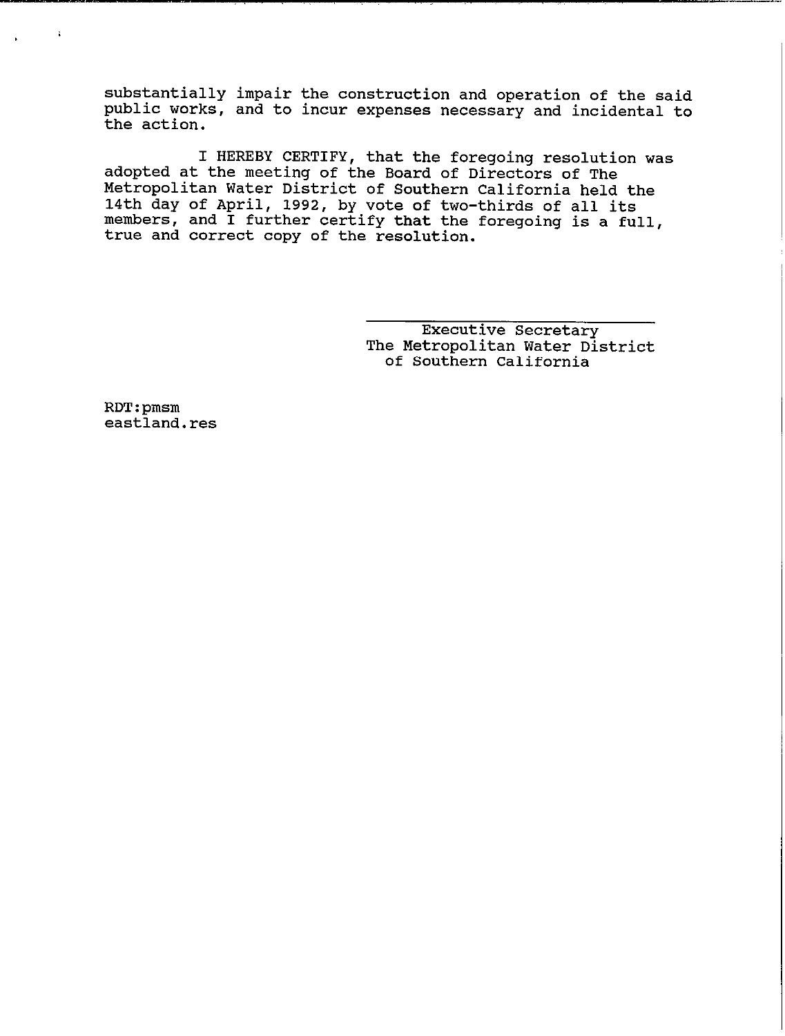substantially impair the construction and operation of the said public works, and to incur expenses necessary and incidental to the action.

I HEREBY CERTIFY, that the foregoing resolution was adopted at the meeting of the Board of Directors of The Metropolitan Water District of Southern California held the 14th day of April, 1992, by vote of two-thirds of all its members, and I further certify that the foregoing is a full, true and correct copy of the resolution.

Executive Secretary
The Metropolitan Water District of Southern California

RDT:pmsm
eastland.res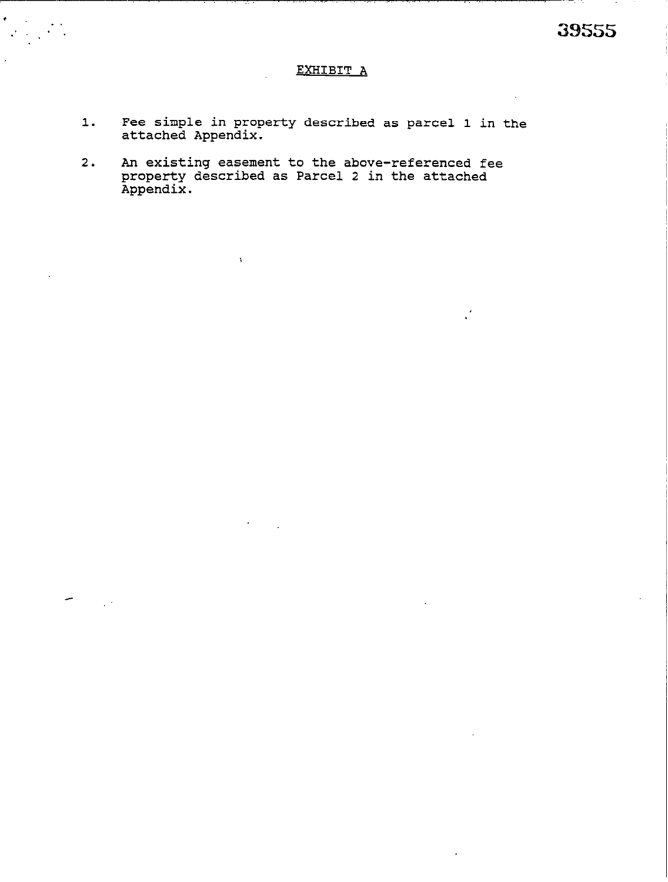## EXHIBIT A

1. Fee simple in property described as parcel 1 in the attached Appendix.

2. An existing easement to the above-referenced fee property described as Parcel 2 in the attached Appendix.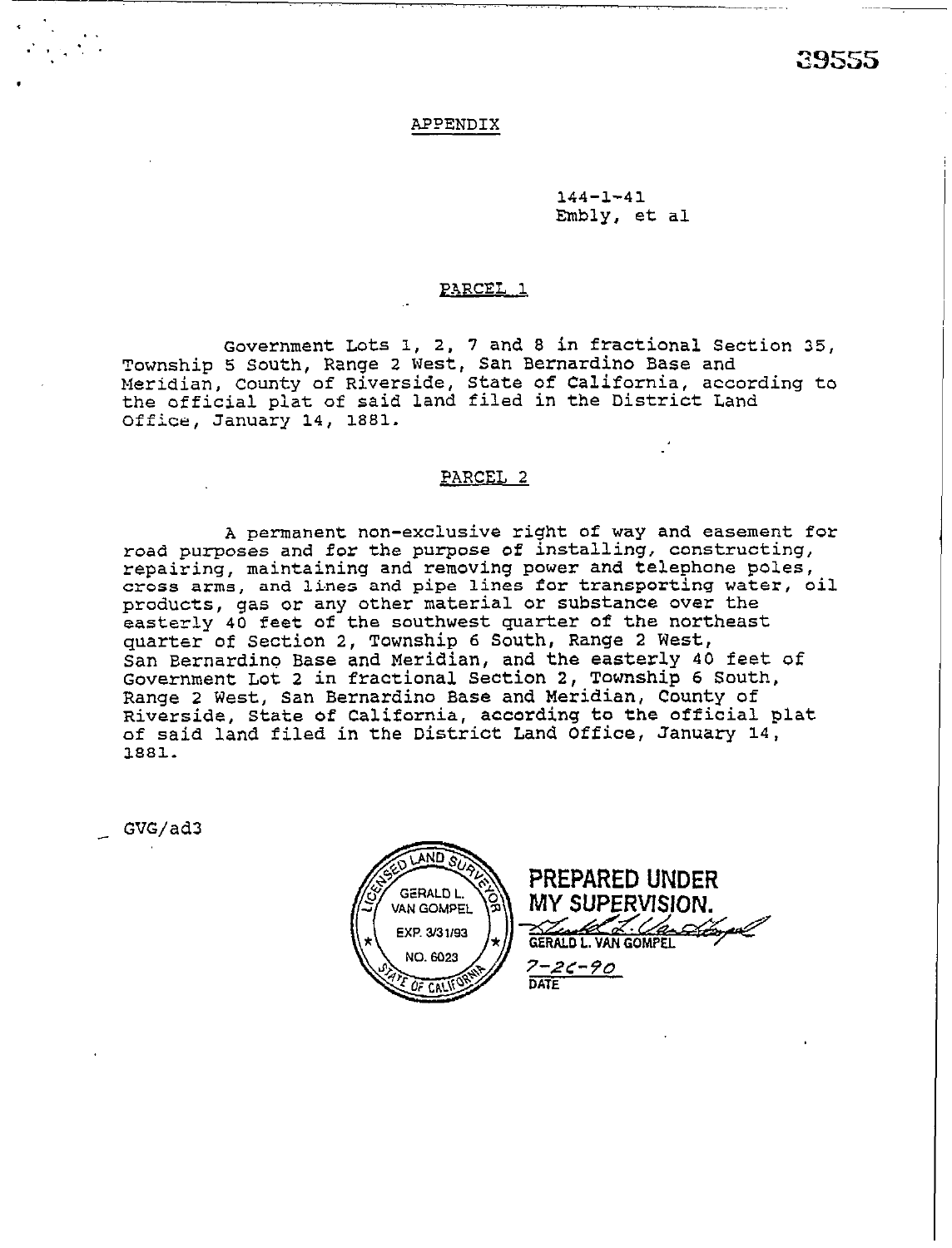39555

## APPENDIX

144-1-41
Embly, et al

### PARCEL 1

Government Lots 1, 2, 7 and 8 in fractional Section 35, Township 5 South, Range 2 West, San Bernardino Base and Meridian, County of Riverside, State of California, according to the official plat of said land filed in the District Land Office, January 14, 1881.

### PARCEL 2

A permanent non-exclusive right of way and easement for road purposes and for the purpose of installing, constructing, repairing, maintaining and removing power and telephone poles, cross arms, and lines and pipe lines for transporting water, oil products, gas or any other material or substance over the easterly 40 feet of the southwest quarter of the northeast quarter of Section 2, Township 6 South, Range 2 West, San Bernardino Base and Meridian, and the easterly 40 feet of Government Lot 2 in fractional Section 2, Township 6 South, Range 2 West, San Bernardino Base and Meridian, County of Riverside, State of California, according to the official plat of said land filed in the District Land Office, January 14, 1881.

GVG/ad3

LICENSED LAND SURVEYOR
GERALD L. VAN GOMPEL
EXP. 3/31/93
NO. 6023
STATE OF CALIFORNIA

**PREPARED UNDER MY SUPERVISION.**

GERALD L. VAN GOMPEL

7-26-90
DATE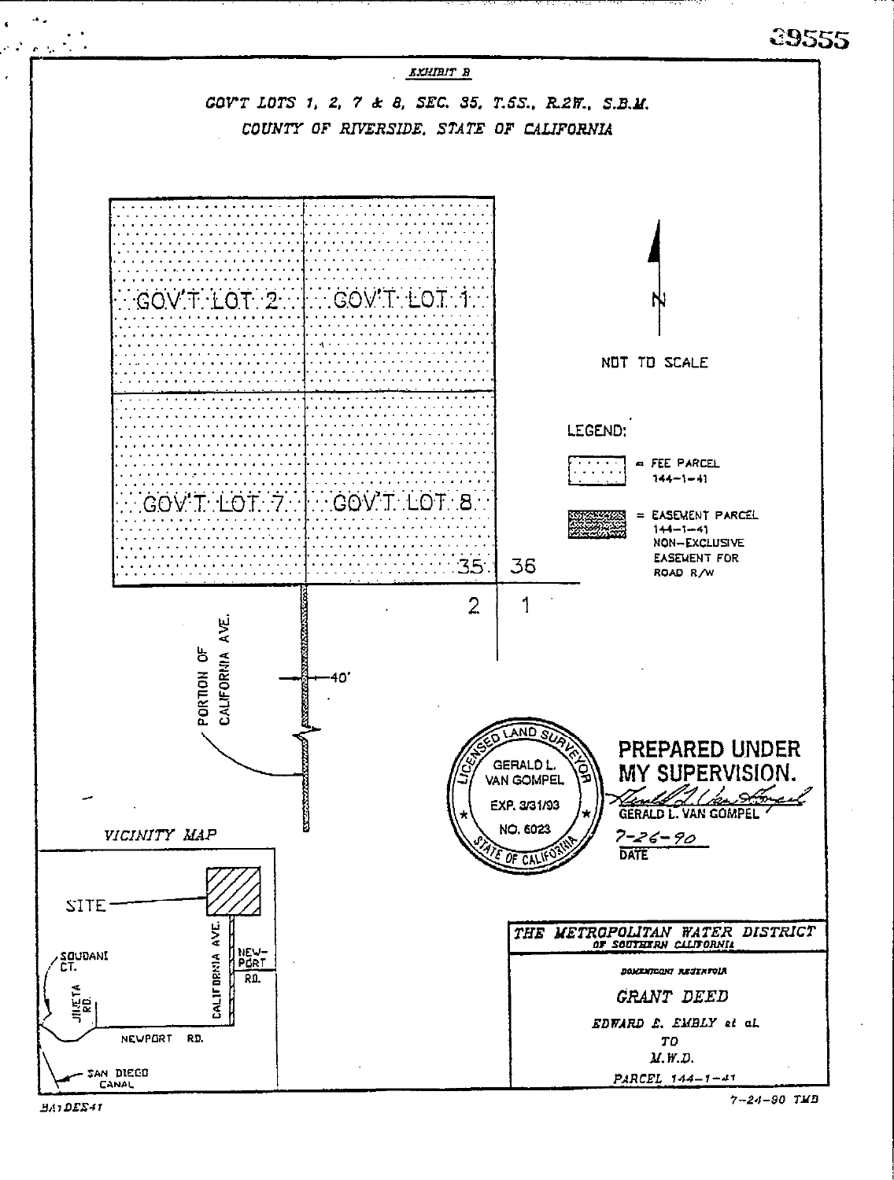39555

*EXHIBIT B*

*GOV'T LOTS 1, 2, 7 & 8, SEC. 35, T.6S., R.2W., S.B.M.*

*COUNTY OF RIVERSIDE, STATE OF CALIFORNIA*

GOV'T LOT 2

GOV'T LOT 1

GOV'T LOT 7

GOV'T LOT 8

35 36

2 1

PORTION OF CALIFORNIA AVE.

40'

N

NOT TO SCALE

LEGEND:

= FEE PARCEL 144-1-41

= EASEMENT PARCEL 144-1-41 NON-EXCLUSIVE EASEMENT FOR ROAD R/W

*VICINITY MAP*

SITE

SOUDANI CT.

JIJETA RD.

CALIFORNIA AVE.

NEWPORT RD.

NEWPORT RD.

SAN DIEGO CANAL

LICENSED LAND SURVEYOR GERALD L. VAN GOMPEL EXP. 3/31/93 NO. 6023 STATE OF CALIFORNIA

**PREPARED UNDER MY SUPERVISION.**

GERALD L. VAN GOMPEL

7-26-90

DATE

*THE METROPOLITAN WATER DISTRICT OF SOUTHERN CALIFORNIA*

*DOMENIGONI RESERVOIR*

*GRANT DEED*

*EDWARD E. EMBLY et al.*

*TO*

*M.W.D.*

*PARCEL 144-1-41*

*BA1DES41*

*7-24-90 TMB*